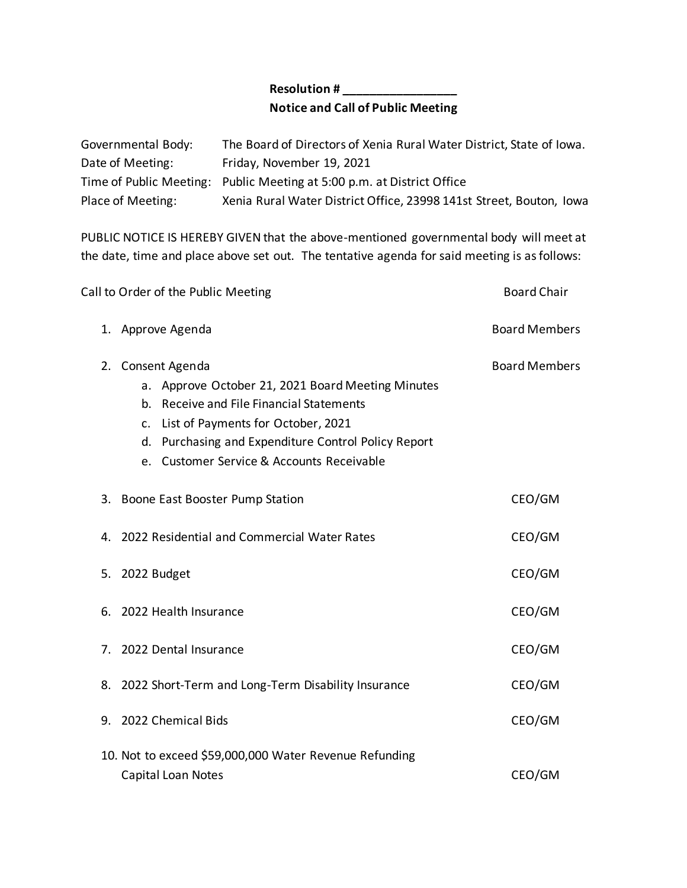**Resolution # _________________**

**Notice and Call of Public Meeting**

| | |
|---|---|
| Governmental Body: | The Board of Directors of Xenia Rural Water District, State of Iowa. |
| Date of Meeting: | Friday, November 19, 2021 |
| Time of Public Meeting: | Public Meeting at 5:00 p.m. at District Office |
| Place of Meeting: | Xenia Rural Water District Office, 23998 141st Street, Bouton, Iowa |

PUBLIC NOTICE IS HEREBY GIVEN that the above-mentioned governmental body will meet at the date, time and place above set out. The tentative agenda for said meeting is as follows:

| Agenda Item | Presenter |
|---|---|
| Call to Order of the Public Meeting | Board Chair |
| 1. Approve Agenda | Board Members |
| 2. Consent Agenda<br>a. Approve October 21, 2021 Board Meeting Minutes<br>b. Receive and File Financial Statements<br>c. List of Payments for October, 2021<br>d. Purchasing and Expenditure Control Policy Report<br>e. Customer Service & Accounts Receivable | Board Members |
| 3. Boone East Booster Pump Station | CEO/GM |
| 4. 2022 Residential and Commercial Water Rates | CEO/GM |
| 5. 2022 Budget | CEO/GM |
| 6. 2022 Health Insurance | CEO/GM |
| 7. 2022 Dental Insurance | CEO/GM |
| 8. 2022 Short-Term and Long-Term Disability Insurance | CEO/GM |
| 9. 2022 Chemical Bids | CEO/GM |
| 10. Not to exceed $59,000,000 Water Revenue Refunding Capital Loan Notes | CEO/GM |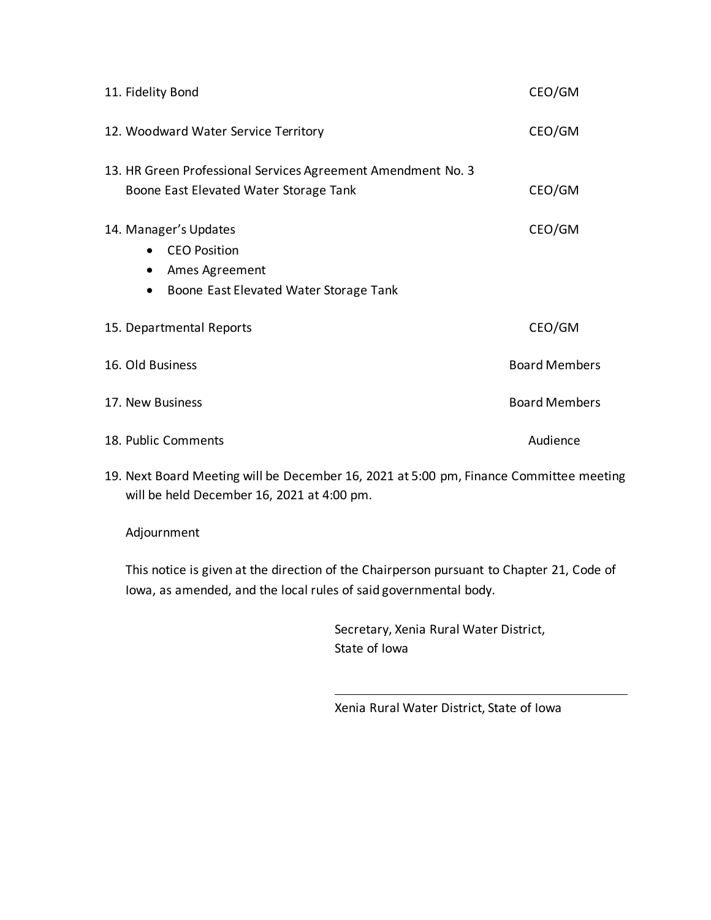11. Fidelity Bond CEO/GM

12. Woodward Water Service Territory CEO/GM

13. HR Green Professional Services Agreement Amendment No. 3
    Boone East Elevated Water Storage Tank CEO/GM

14. Manager's Updates CEO/GM
    - CEO Position
    - Ames Agreement
    - Boone East Elevated Water Storage Tank

15. Departmental Reports CEO/GM

16. Old Business Board Members

17. New Business Board Members

18. Public Comments Audience

19. Next Board Meeting will be December 16, 2021 at 5:00 pm, Finance Committee meeting will be held December 16, 2021 at 4:00 pm.

    Adjournment

    This notice is given at the direction of the Chairperson pursuant to Chapter 21, Code of Iowa, as amended, and the local rules of said governmental body.

Secretary, Xenia Rural Water District,
State of Iowa

\_\_\_\_\_\_\_\_\_\_\_\_\_\_\_\_\_\_\_\_\_\_\_\_\_\_\_\_\_\_\_\_\_\_\_\_\_\_\_\_

Xenia Rural Water District, State of Iowa